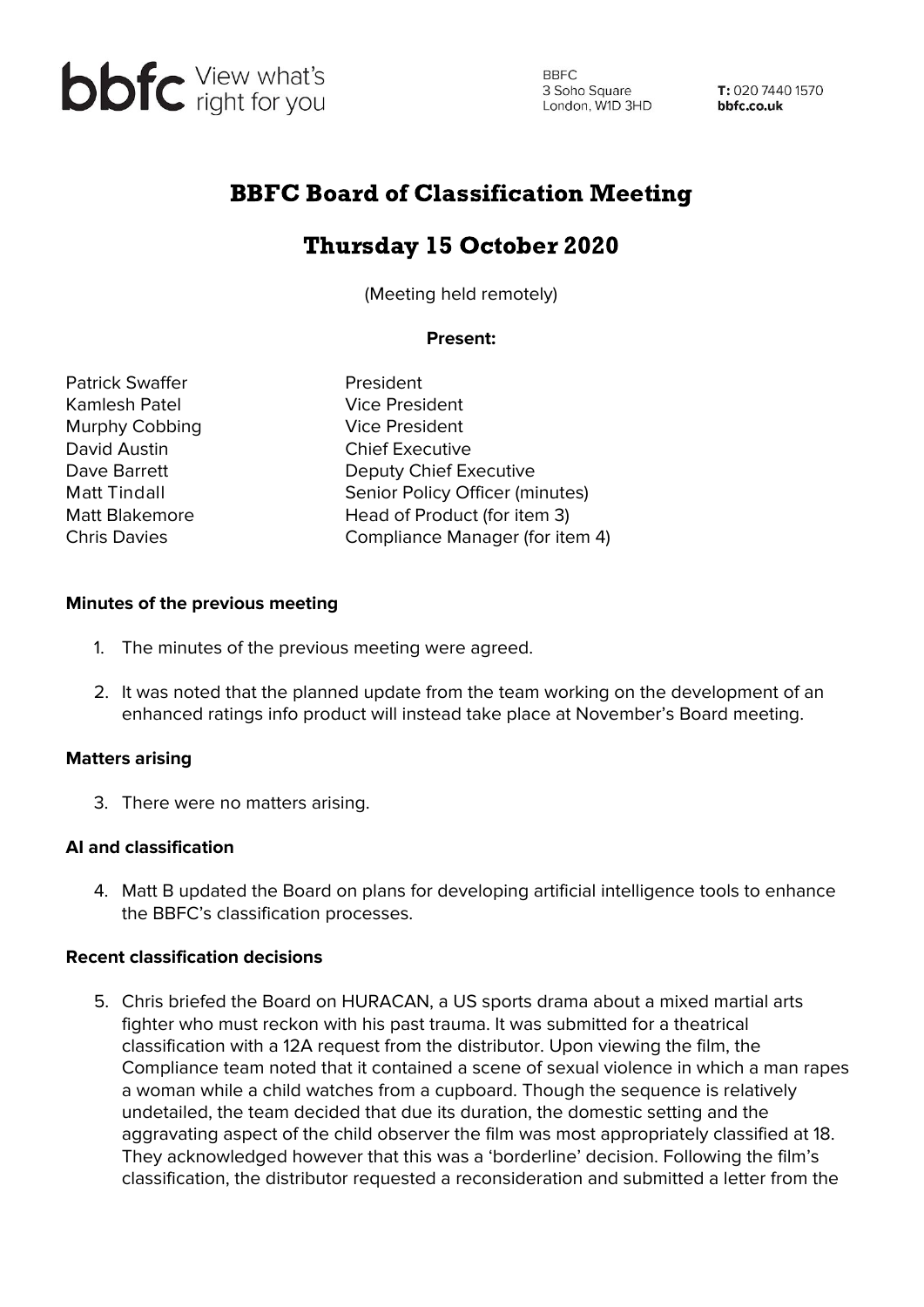bbfc View what's right for you

BBFC
3 Soho Square
London, W1D 3HD

**T:** 020 7440 1570
**bbfc.co.uk**

# BBFC Board of Classification Meeting

## Thursday 15 October 2020

(Meeting held remotely)

**Present:**

| | |
|---|---|
| Patrick Swaffer | President |
| Kamlesh Patel | Vice President |
| Murphy Cobbing | Vice President |
| David Austin | Chief Executive |
| Dave Barrett | Deputy Chief Executive |
| Matt Tindall | Senior Policy Officer (minutes) |
| Matt Blakemore | Head of Product (for item 3) |
| Chris Davies | Compliance Manager (for item 4) |

**Minutes of the previous meeting**

1. The minutes of the previous meeting were agreed.

2. It was noted that the planned update from the team working on the development of an enhanced ratings info product will instead take place at November's Board meeting.

**Matters arising**

3. There were no matters arising.

**AI and classification**

4. Matt B updated the Board on plans for developing artificial intelligence tools to enhance the BBFC's classification processes.

**Recent classification decisions**

5. Chris briefed the Board on HURACAN, a US sports drama about a mixed martial arts fighter who must reckon with his past trauma. It was submitted for a theatrical classification with a 12A request from the distributor. Upon viewing the film, the Compliance team noted that it contained a scene of sexual violence in which a man rapes a woman while a child watches from a cupboard. Though the sequence is relatively undetailed, the team decided that due its duration, the domestic setting and the aggravating aspect of the child observer the film was most appropriately classified at 18. They acknowledged however that this was a 'borderline' decision. Following the film's classification, the distributor requested a reconsideration and submitted a letter from the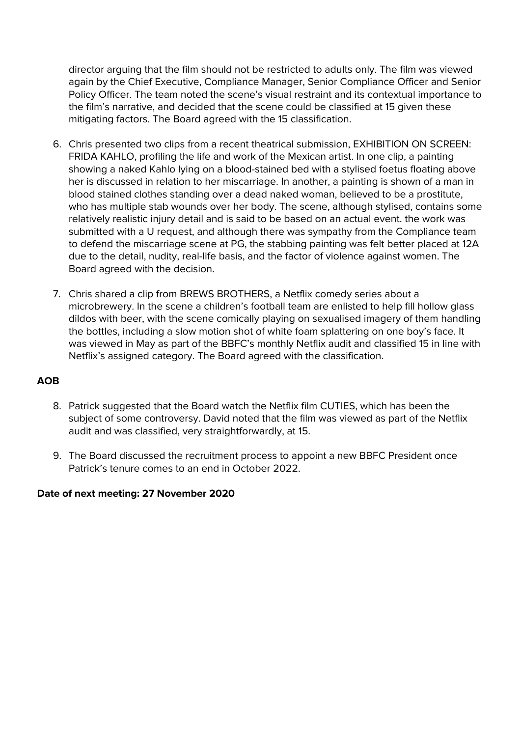director arguing that the film should not be restricted to adults only. The film was viewed again by the Chief Executive, Compliance Manager, Senior Compliance Officer and Senior Policy Officer. The team noted the scene's visual restraint and its contextual importance to the film's narrative, and decided that the scene could be classified at 15 given these mitigating factors. The Board agreed with the 15 classification.

6. Chris presented two clips from a recent theatrical submission, EXHIBITION ON SCREEN: FRIDA KAHLO, profiling the life and work of the Mexican artist. In one clip, a painting showing a naked Kahlo lying on a blood-stained bed with a stylised foetus floating above her is discussed in relation to her miscarriage. In another, a painting is shown of a man in blood stained clothes standing over a dead naked woman, believed to be a prostitute, who has multiple stab wounds over her body. The scene, although stylised, contains some relatively realistic injury detail and is said to be based on an actual event. the work was submitted with a U request, and although there was sympathy from the Compliance team to defend the miscarriage scene at PG, the stabbing painting was felt better placed at 12A due to the detail, nudity, real-life basis, and the factor of violence against women. The Board agreed with the decision.

7. Chris shared a clip from BREWS BROTHERS, a Netflix comedy series about a microbrewery. In the scene a children's football team are enlisted to help fill hollow glass dildos with beer, with the scene comically playing on sexualised imagery of them handling the bottles, including a slow motion shot of white foam splattering on one boy's face. It was viewed in May as part of the BBFC's monthly Netflix audit and classified 15 in line with Netflix's assigned category. The Board agreed with the classification.

**AOB**

8. Patrick suggested that the Board watch the Netflix film CUTIES, which has been the subject of some controversy. David noted that the film was viewed as part of the Netflix audit and was classified, very straightforwardly, at 15.

9. The Board discussed the recruitment process to appoint a new BBFC President once Patrick's tenure comes to an end in October 2022.

**Date of next meeting: 27 November 2020**